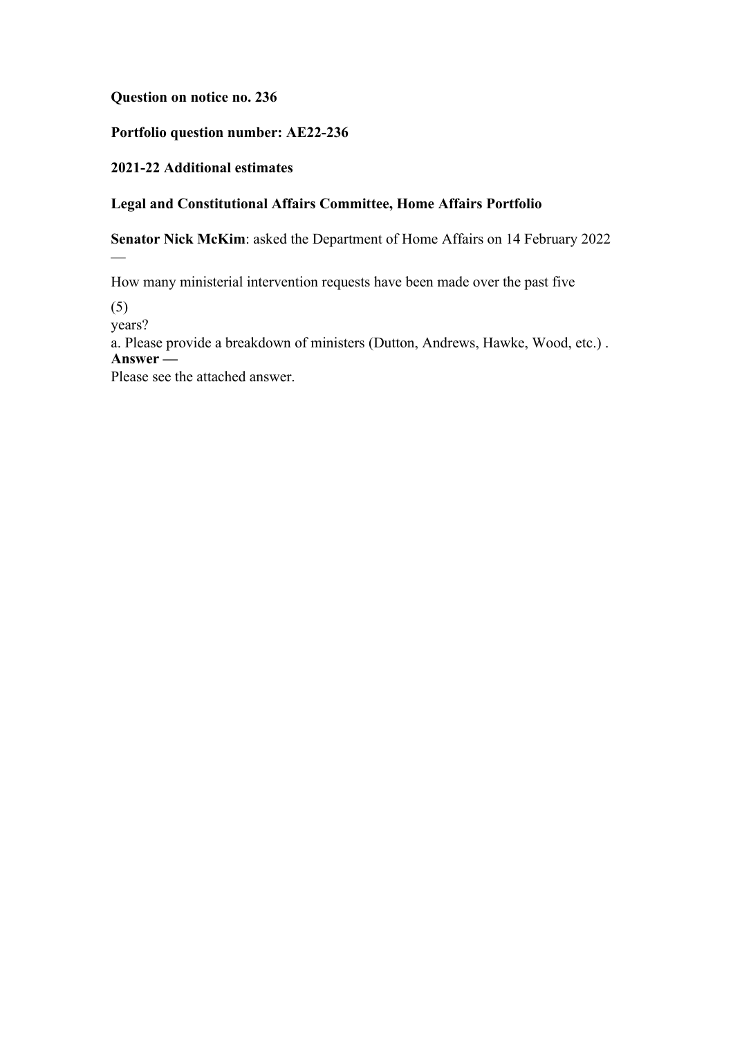**Question on notice no. 236**

**Portfolio question number: AE22-236**

**2021-22 Additional estimates**

**Legal and Constitutional Affairs Committee, Home Affairs Portfolio**

**Senator Nick McKim**: asked the Department of Home Affairs on 14 February 2022 —

How many ministerial intervention requests have been made over the past five (5) years?

a. Please provide a breakdown of ministers (Dutton, Andrews, Hawke, Wood, etc.) .

**Answer —**

Please see the attached answer.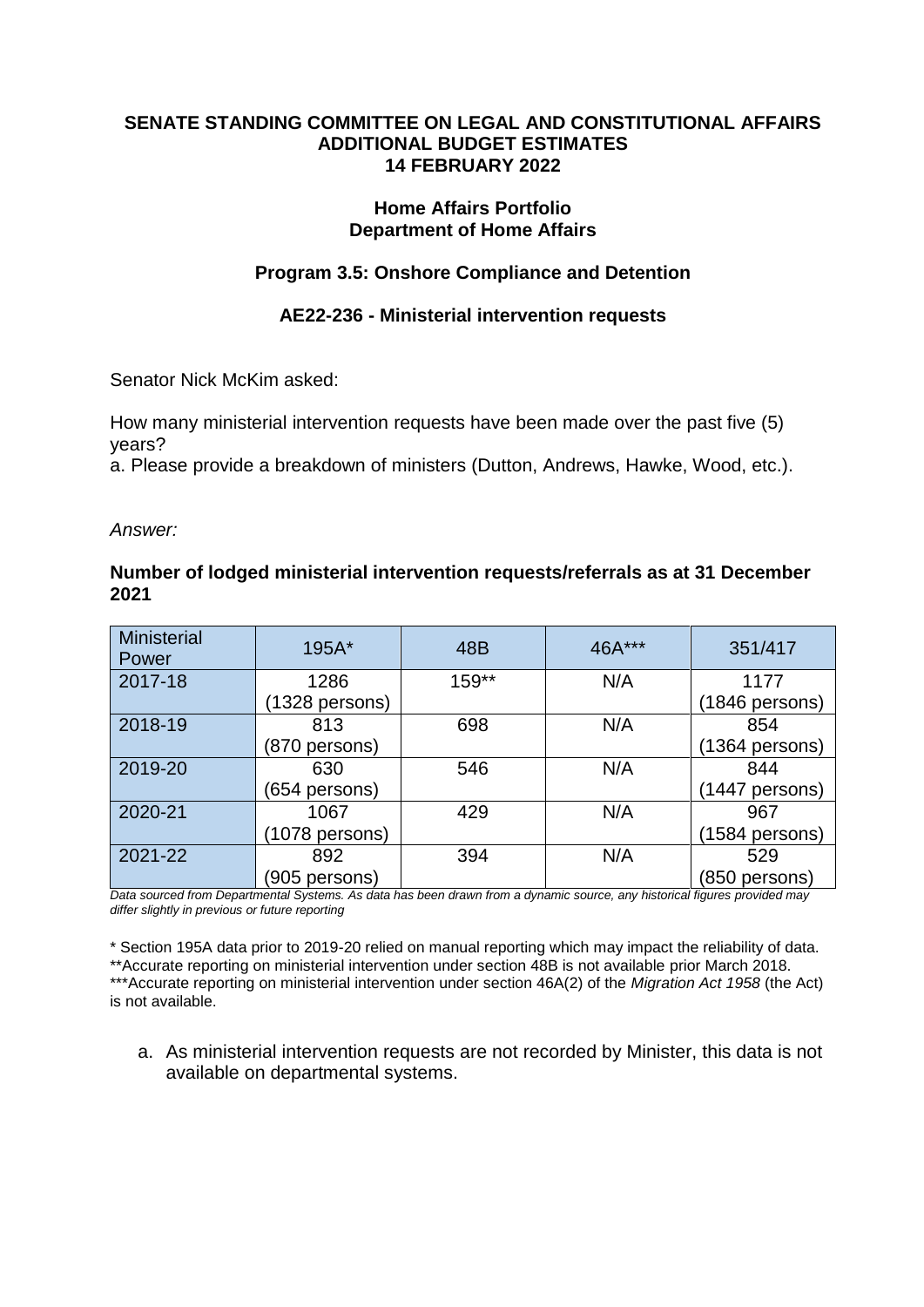**SENATE STANDING COMMITTEE ON LEGAL AND CONSTITUTIONAL AFFAIRS**
**ADDITIONAL BUDGET ESTIMATES**
**14 FEBRUARY 2022**

**Home Affairs Portfolio**
**Department of Home Affairs**

**Program 3.5: Onshore Compliance and Detention**

**AE22-236 - Ministerial intervention requests**

Senator Nick McKim asked:

How many ministerial intervention requests have been made over the past five (5) years?
a. Please provide a breakdown of ministers (Dutton, Andrews, Hawke, Wood, etc.).

*Answer:*

**Number of lodged ministerial intervention requests/referrals as at 31 December 2021**

| Ministerial Power | 195A* | 48B | 46A*** | 351/417 |
|---|---|---|---|---|
| 2017-18 | 1286 (1328 persons) | 159** | N/A | 1177 (1846 persons) |
| 2018-19 | 813 (870 persons) | 698 | N/A | 854 (1364 persons) |
| 2019-20 | 630 (654 persons) | 546 | N/A | 844 (1447 persons) |
| 2020-21 | 1067 (1078 persons) | 429 | N/A | 967 (1584 persons) |
| 2021-22 | 892 (905 persons) | 394 | N/A | 529 (850 persons) |

*Data sourced from Departmental Systems. As data has been drawn from a dynamic source, any historical figures provided may differ slightly in previous or future reporting*

* Section 195A data prior to 2019-20 relied on manual reporting which may impact the reliability of data.
**Accurate reporting on ministerial intervention under section 48B is not available prior March 2018.
***Accurate reporting on ministerial intervention under section 46A(2) of the *Migration Act 1958* (the Act) is not available.

a. As ministerial intervention requests are not recorded by Minister, this data is not available on departmental systems.